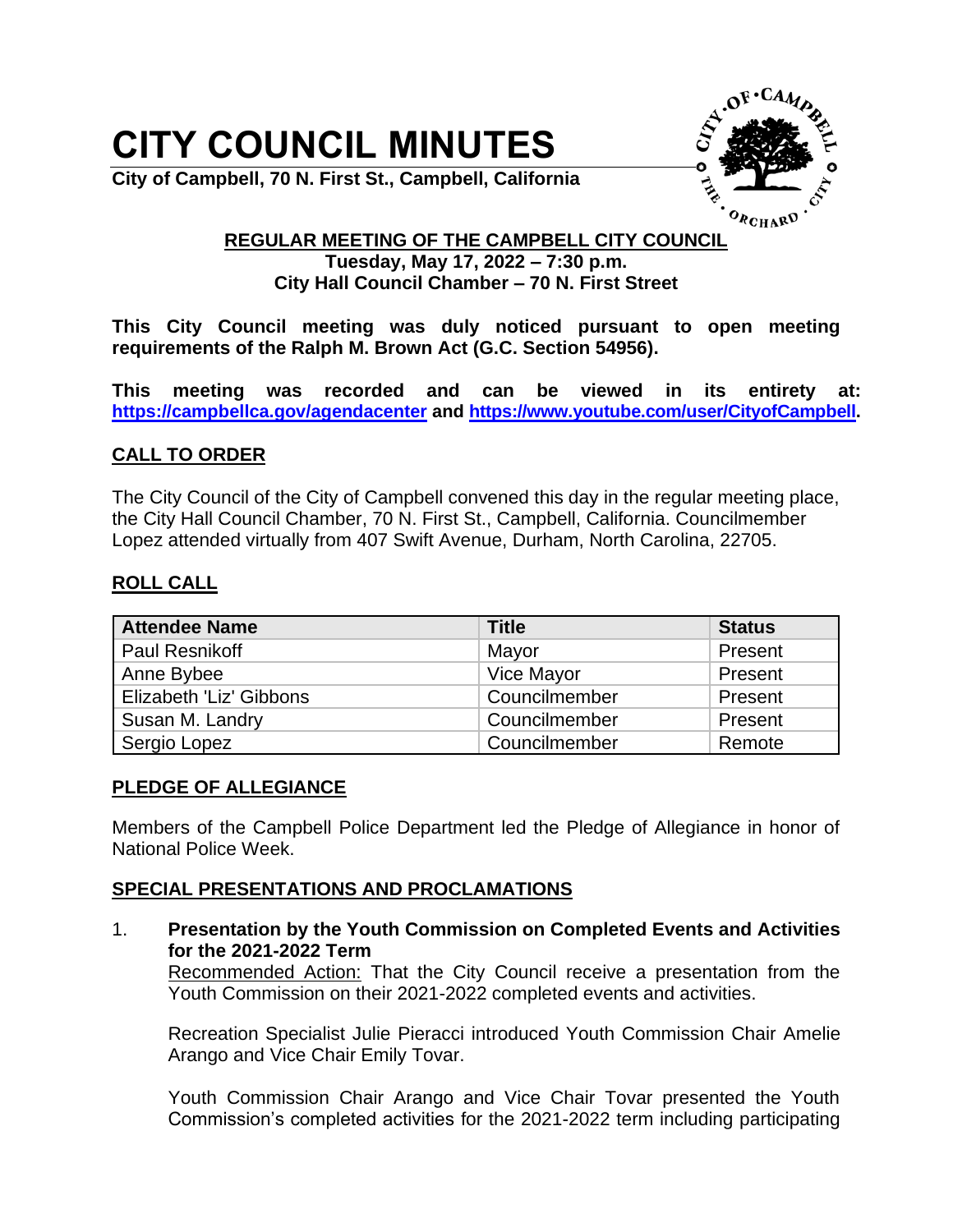# CITY COUNCIL MINUTES

**City of Campbell, 70 N. First St., Campbell, California**

**REGULAR MEETING OF THE CAMPBELL CITY COUNCIL**
**Tuesday, May 17, 2022 – 7:30 p.m.**
**City Hall Council Chamber – 70 N. First Street**

**This City Council meeting was duly noticed pursuant to open meeting requirements of the Ralph M. Brown Act (G.C. Section 54956).**

**This meeting was recorded and can be viewed in its entirety at: https://campbellca.gov/agendacenter and https://www.youtube.com/user/CityofCampbell.**

## CALL TO ORDER

The City Council of the City of Campbell convened this day in the regular meeting place, the City Hall Council Chamber, 70 N. First St., Campbell, California. Councilmember Lopez attended virtually from 407 Swift Avenue, Durham, North Carolina, 22705.

## ROLL CALL

| Attendee Name | Title | Status |
|---|---|---|
| Paul Resnikoff | Mayor | Present |
| Anne Bybee | Vice Mayor | Present |
| Elizabeth 'Liz' Gibbons | Councilmember | Present |
| Susan M. Landry | Councilmember | Present |
| Sergio Lopez | Councilmember | Remote |

## PLEDGE OF ALLEGIANCE

Members of the Campbell Police Department led the Pledge of Allegiance in honor of National Police Week.

## SPECIAL PRESENTATIONS AND PROCLAMATIONS

1. **Presentation by the Youth Commission on Completed Events and Activities for the 2021-2022 Term**
   Recommended Action: That the City Council receive a presentation from the Youth Commission on their 2021-2022 completed events and activities.

   Recreation Specialist Julie Pieracci introduced Youth Commission Chair Amelie Arango and Vice Chair Emily Tovar.

   Youth Commission Chair Arango and Vice Chair Tovar presented the Youth Commission's completed activities for the 2021-2022 term including participating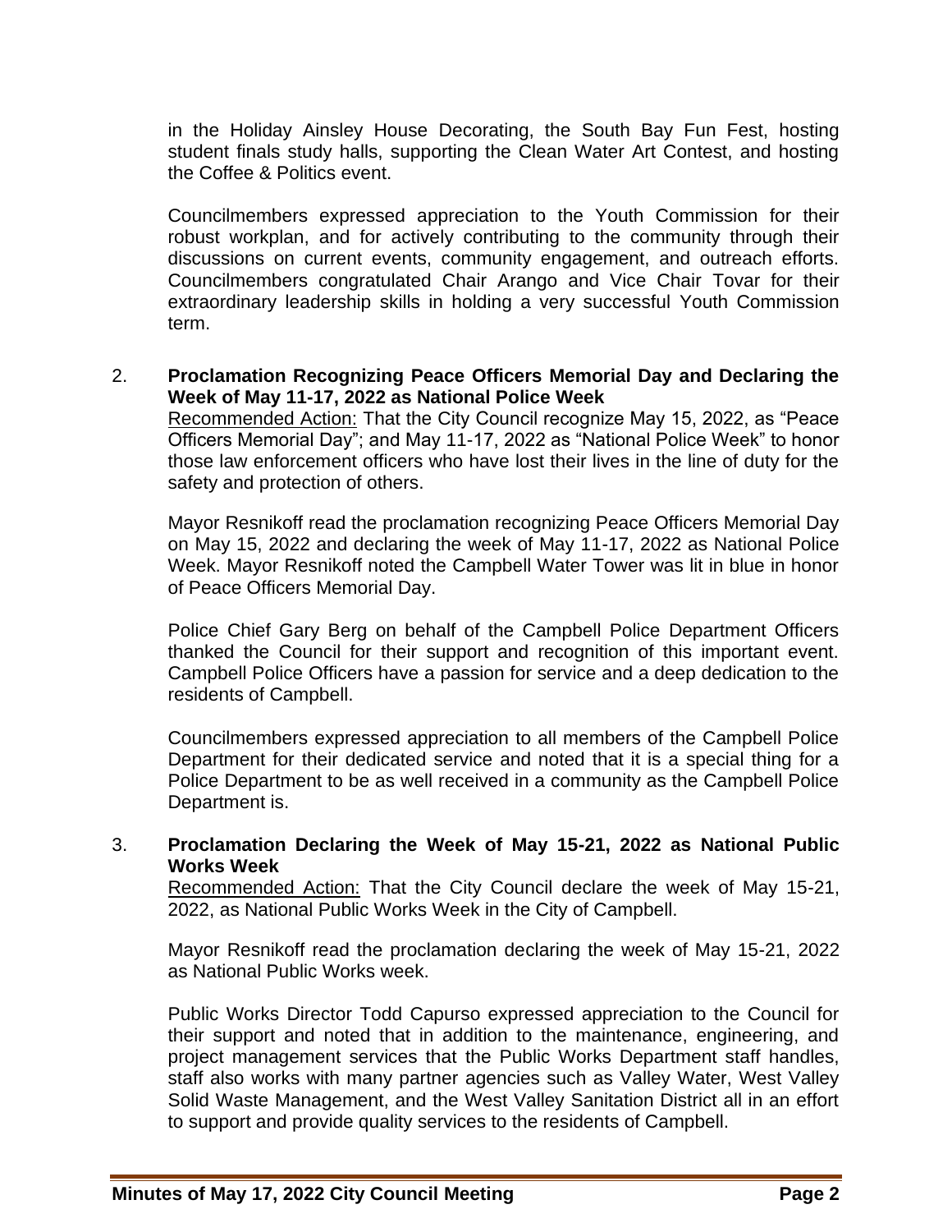in the Holiday Ainsley House Decorating, the South Bay Fun Fest, hosting student finals study halls, supporting the Clean Water Art Contest, and hosting the Coffee & Politics event.

Councilmembers expressed appreciation to the Youth Commission for their robust workplan, and for actively contributing to the community through their discussions on current events, community engagement, and outreach efforts. Councilmembers congratulated Chair Arango and Vice Chair Tovar for their extraordinary leadership skills in holding a very successful Youth Commission term.

2. **Proclamation Recognizing Peace Officers Memorial Day and Declaring the Week of May 11-17, 2022 as National Police Week**
   Recommended Action: That the City Council recognize May 15, 2022, as "Peace Officers Memorial Day"; and May 11-17, 2022 as "National Police Week" to honor those law enforcement officers who have lost their lives in the line of duty for the safety and protection of others.

   Mayor Resnikoff read the proclamation recognizing Peace Officers Memorial Day on May 15, 2022 and declaring the week of May 11-17, 2022 as National Police Week. Mayor Resnikoff noted the Campbell Water Tower was lit in blue in honor of Peace Officers Memorial Day.

   Police Chief Gary Berg on behalf of the Campbell Police Department Officers thanked the Council for their support and recognition of this important event. Campbell Police Officers have a passion for service and a deep dedication to the residents of Campbell.

   Councilmembers expressed appreciation to all members of the Campbell Police Department for their dedicated service and noted that it is a special thing for a Police Department to be as well received in a community as the Campbell Police Department is.

3. **Proclamation Declaring the Week of May 15-21, 2022 as National Public Works Week**
   Recommended Action: That the City Council declare the week of May 15-21, 2022, as National Public Works Week in the City of Campbell.

   Mayor Resnikoff read the proclamation declaring the week of May 15-21, 2022 as National Public Works week.

   Public Works Director Todd Capurso expressed appreciation to the Council for their support and noted that in addition to the maintenance, engineering, and project management services that the Public Works Department staff handles, staff also works with many partner agencies such as Valley Water, West Valley Solid Waste Management, and the West Valley Sanitation District all in an effort to support and provide quality services to the residents of Campbell.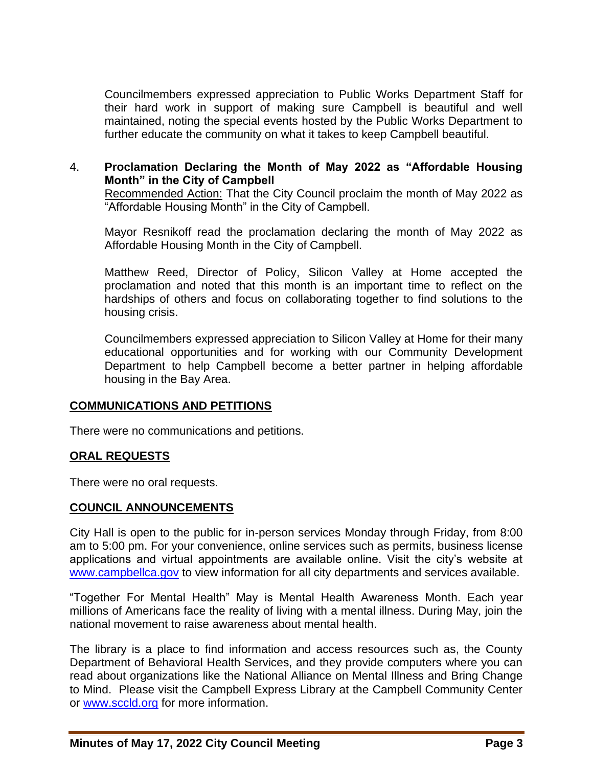Councilmembers expressed appreciation to Public Works Department Staff for their hard work in support of making sure Campbell is beautiful and well maintained, noting the special events hosted by the Public Works Department to further educate the community on what it takes to keep Campbell beautiful.

4. **Proclamation Declaring the Month of May 2022 as "Affordable Housing Month" in the City of Campbell**

   Recommended Action: That the City Council proclaim the month of May 2022 as "Affordable Housing Month" in the City of Campbell.

   Mayor Resnikoff read the proclamation declaring the month of May 2022 as Affordable Housing Month in the City of Campbell.

   Matthew Reed, Director of Policy, Silicon Valley at Home accepted the proclamation and noted that this month is an important time to reflect on the hardships of others and focus on collaborating together to find solutions to the housing crisis.

   Councilmembers expressed appreciation to Silicon Valley at Home for their many educational opportunities and for working with our Community Development Department to help Campbell become a better partner in helping affordable housing in the Bay Area.

## COMMUNICATIONS AND PETITIONS

There were no communications and petitions.

## ORAL REQUESTS

There were no oral requests.

## COUNCIL ANNOUNCEMENTS

City Hall is open to the public for in-person services Monday through Friday, from 8:00 am to 5:00 pm. For your convenience, online services such as permits, business license applications and virtual appointments are available online. Visit the city's website at www.campbellca.gov to view information for all city departments and services available.

"Together For Mental Health" May is Mental Health Awareness Month. Each year millions of Americans face the reality of living with a mental illness. During May, join the national movement to raise awareness about mental health.

The library is a place to find information and access resources such as, the County Department of Behavioral Health Services, and they provide computers where you can read about organizations like the National Alliance on Mental Illness and Bring Change to Mind. Please visit the Campbell Express Library at the Campbell Community Center or www.sccld.org for more information.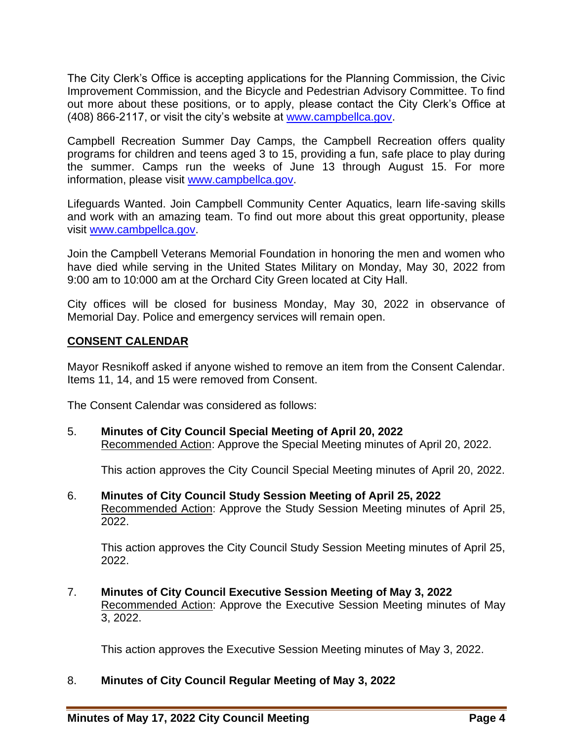The City Clerk's Office is accepting applications for the Planning Commission, the Civic Improvement Commission, and the Bicycle and Pedestrian Advisory Committee. To find out more about these positions, or to apply, please contact the City Clerk's Office at (408) 866-2117, or visit the city's website at [www.campbellca.gov](www.campbellca.gov).

Campbell Recreation Summer Day Camps, the Campbell Recreation offers quality programs for children and teens aged 3 to 15, providing a fun, safe place to play during the summer. Camps run the weeks of June 13 through August 15. For more information, please visit [www.campbellca.gov](www.campbellca.gov).

Lifeguards Wanted. Join Campbell Community Center Aquatics, learn life-saving skills and work with an amazing team. To find out more about this great opportunity, please visit [www.cambpellca.gov](www.cambpellca.gov).

Join the Campbell Veterans Memorial Foundation in honoring the men and women who have died while serving in the United States Military on Monday, May 30, 2022 from 9:00 am to 10:000 am at the Orchard City Green located at City Hall.

City offices will be closed for business Monday, May 30, 2022 in observance of Memorial Day. Police and emergency services will remain open.

## CONSENT CALENDAR

Mayor Resnikoff asked if anyone wished to remove an item from the Consent Calendar. Items 11, 14, and 15 were removed from Consent.

The Consent Calendar was considered as follows:

5. **Minutes of City Council Special Meeting of April 20, 2022**
   Recommended Action: Approve the Special Meeting minutes of April 20, 2022.

   This action approves the City Council Special Meeting minutes of April 20, 2022.

6. **Minutes of City Council Study Session Meeting of April 25, 2022**
   Recommended Action: Approve the Study Session Meeting minutes of April 25, 2022.

   This action approves the City Council Study Session Meeting minutes of April 25, 2022.

7. **Minutes of City Council Executive Session Meeting of May 3, 2022**
   Recommended Action: Approve the Executive Session Meeting minutes of May 3, 2022.

   This action approves the Executive Session Meeting minutes of May 3, 2022.

8. **Minutes of City Council Regular Meeting of May 3, 2022**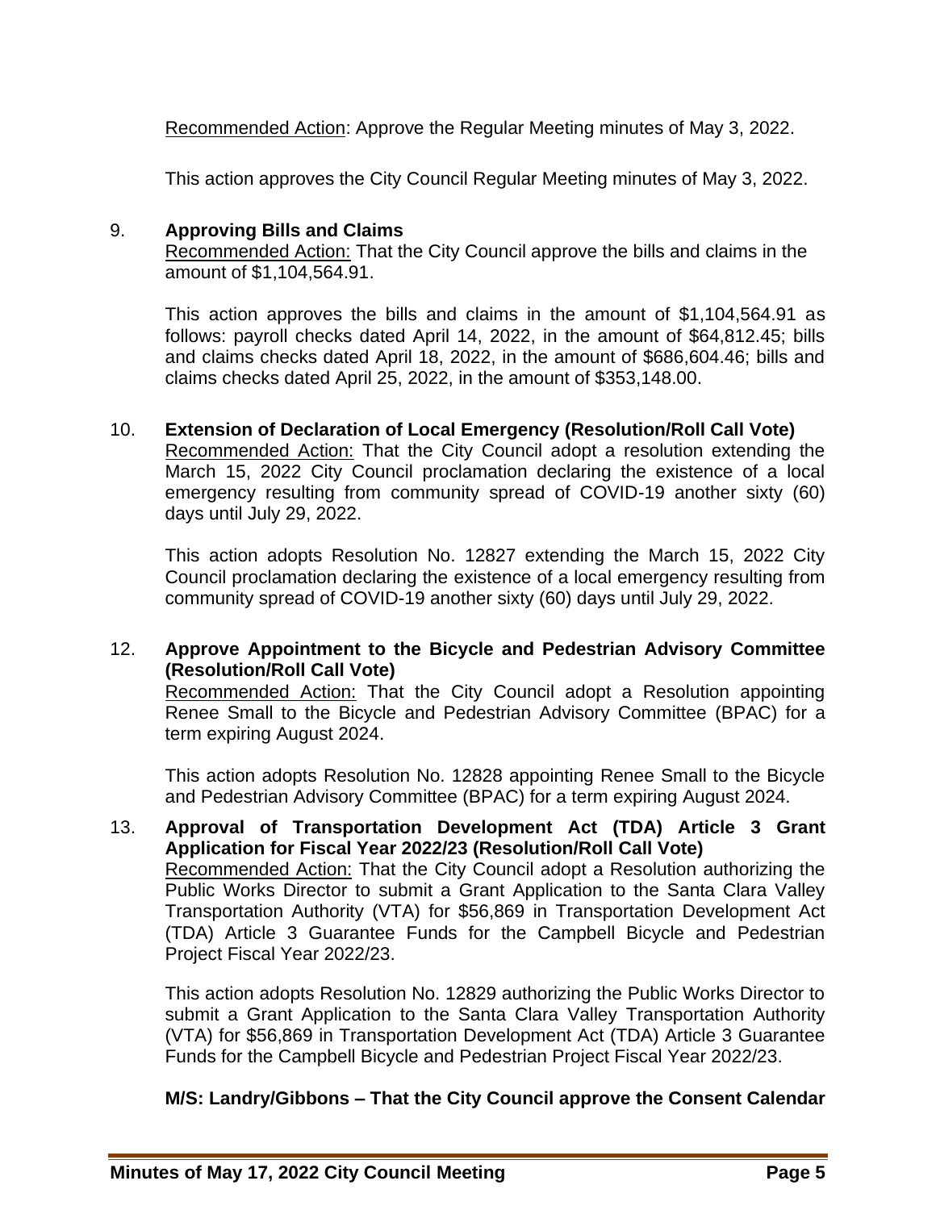Recommended Action: Approve the Regular Meeting minutes of May 3, 2022.

This action approves the City Council Regular Meeting minutes of May 3, 2022.

9. **Approving Bills and Claims**
   Recommended Action: That the City Council approve the bills and claims in the amount of $1,104,564.91.

   This action approves the bills and claims in the amount of $1,104,564.91 as follows: payroll checks dated April 14, 2022, in the amount of $64,812.45; bills and claims checks dated April 18, 2022, in the amount of $686,604.46; bills and claims checks dated April 25, 2022, in the amount of $353,148.00.

10. **Extension of Declaration of Local Emergency (Resolution/Roll Call Vote)**
    Recommended Action: That the City Council adopt a resolution extending the March 15, 2022 City Council proclamation declaring the existence of a local emergency resulting from community spread of COVID-19 another sixty (60) days until July 29, 2022.

    This action adopts Resolution No. 12827 extending the March 15, 2022 City Council proclamation declaring the existence of a local emergency resulting from community spread of COVID-19 another sixty (60) days until July 29, 2022.

12. **Approve Appointment to the Bicycle and Pedestrian Advisory Committee (Resolution/Roll Call Vote)**
    Recommended Action: That the City Council adopt a Resolution appointing Renee Small to the Bicycle and Pedestrian Advisory Committee (BPAC) for a term expiring August 2024.

    This action adopts Resolution No. 12828 appointing Renee Small to the Bicycle and Pedestrian Advisory Committee (BPAC) for a term expiring August 2024.

13. **Approval of Transportation Development Act (TDA) Article 3 Grant Application for Fiscal Year 2022/23 (Resolution/Roll Call Vote)**
    Recommended Action: That the City Council adopt a Resolution authorizing the Public Works Director to submit a Grant Application to the Santa Clara Valley Transportation Authority (VTA) for $56,869 in Transportation Development Act (TDA) Article 3 Guarantee Funds for the Campbell Bicycle and Pedestrian Project Fiscal Year 2022/23.

    This action adopts Resolution No. 12829 authorizing the Public Works Director to submit a Grant Application to the Santa Clara Valley Transportation Authority (VTA) for $56,869 in Transportation Development Act (TDA) Article 3 Guarantee Funds for the Campbell Bicycle and Pedestrian Project Fiscal Year 2022/23.

    **M/S: Landry/Gibbons – That the City Council approve the Consent Calendar**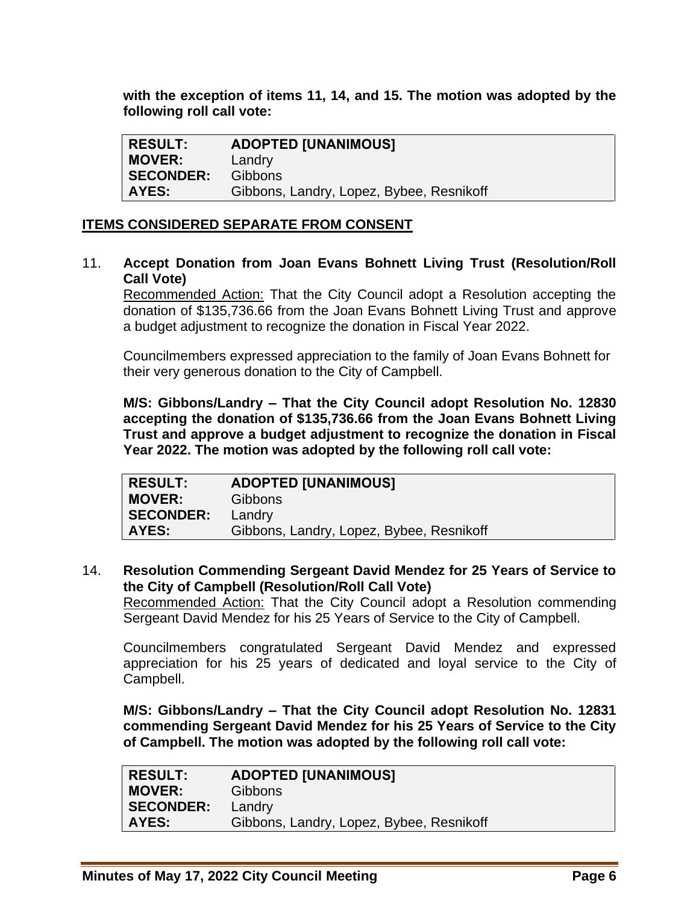**with the exception of items 11, 14, and 15. The motion was adopted by the following roll call vote:**

| **RESULT:** | **ADOPTED [UNANIMOUS]** |
|---|---|
| **MOVER:** | Landry |
| **SECONDER:** | Gibbons |
| **AYES:** | Gibbons, Landry, Lopez, Bybee, Resnikoff |

## ITEMS CONSIDERED SEPARATE FROM CONSENT

11. **Accept Donation from Joan Evans Bohnett Living Trust (Resolution/Roll Call Vote)**
    Recommended Action: That the City Council adopt a Resolution accepting the donation of $135,736.66 from the Joan Evans Bohnett Living Trust and approve a budget adjustment to recognize the donation in Fiscal Year 2022.

    Councilmembers expressed appreciation to the family of Joan Evans Bohnett for their very generous donation to the City of Campbell.

    **M/S: Gibbons/Landry – That the City Council adopt Resolution No. 12830 accepting the donation of $135,736.66 from the Joan Evans Bohnett Living Trust and approve a budget adjustment to recognize the donation in Fiscal Year 2022. The motion was adopted by the following roll call vote:**

| **RESULT:** | **ADOPTED [UNANIMOUS]** |
|---|---|
| **MOVER:** | Gibbons |
| **SECONDER:** | Landry |
| **AYES:** | Gibbons, Landry, Lopez, Bybee, Resnikoff |

14. **Resolution Commending Sergeant David Mendez for 25 Years of Service to the City of Campbell (Resolution/Roll Call Vote)**
    Recommended Action: That the City Council adopt a Resolution commending Sergeant David Mendez for his 25 Years of Service to the City of Campbell.

    Councilmembers congratulated Sergeant David Mendez and expressed appreciation for his 25 years of dedicated and loyal service to the City of Campbell.

    **M/S: Gibbons/Landry – That the City Council adopt Resolution No. 12831 commending Sergeant David Mendez for his 25 Years of Service to the City of Campbell. The motion was adopted by the following roll call vote:**

| **RESULT:** | **ADOPTED [UNANIMOUS]** |
|---|---|
| **MOVER:** | Gibbons |
| **SECONDER:** | Landry |
| **AYES:** | Gibbons, Landry, Lopez, Bybee, Resnikoff |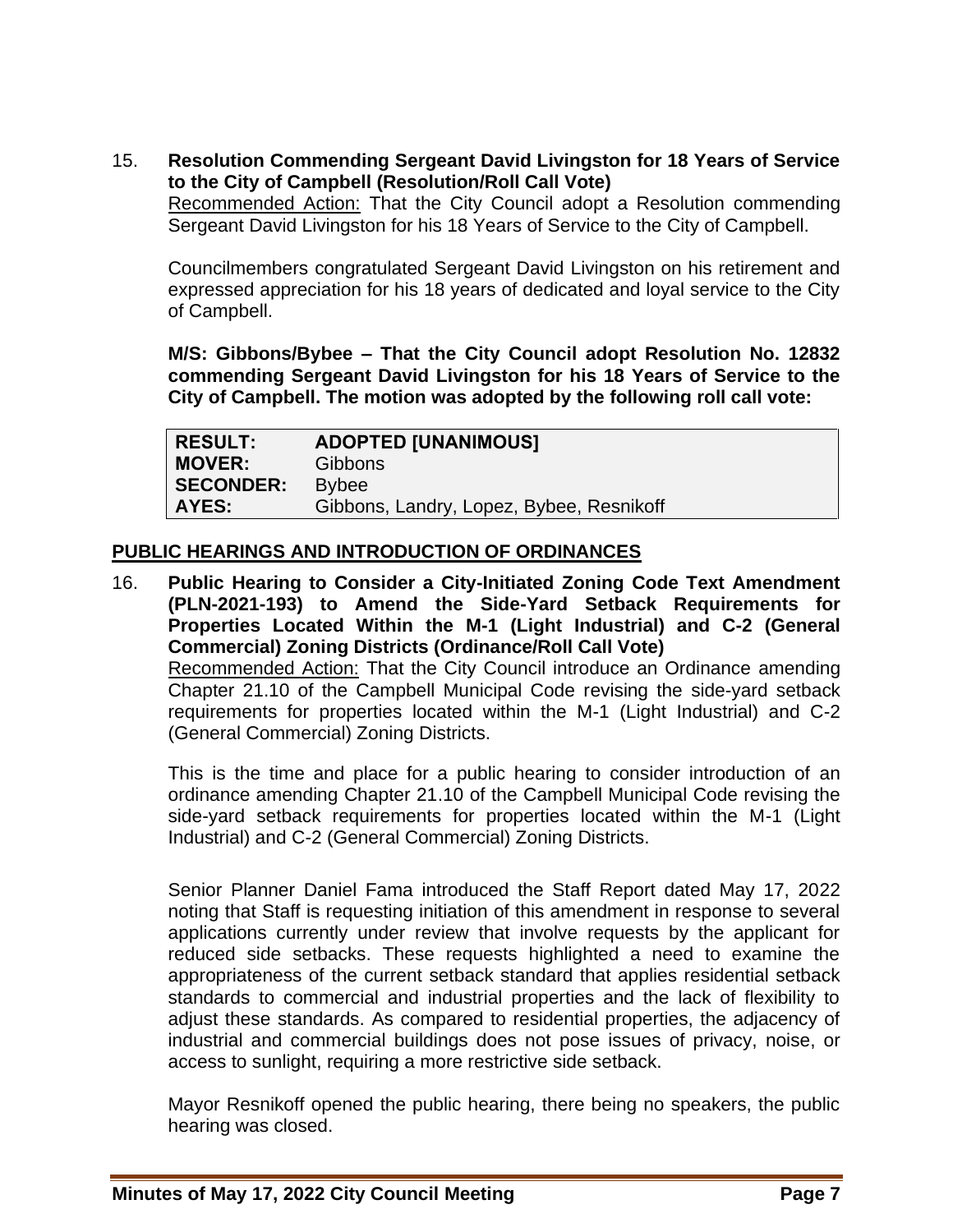15. **Resolution Commending Sergeant David Livingston for 18 Years of Service to the City of Campbell (Resolution/Roll Call Vote)**
    Recommended Action: That the City Council adopt a Resolution commending Sergeant David Livingston for his 18 Years of Service to the City of Campbell.

    Councilmembers congratulated Sergeant David Livingston on his retirement and expressed appreciation for his 18 years of dedicated and loyal service to the City of Campbell.

    **M/S: Gibbons/Bybee – That the City Council adopt Resolution No. 12832 commending Sergeant David Livingston for his 18 Years of Service to the City of Campbell. The motion was adopted by the following roll call vote:**

| **RESULT:** | **ADOPTED [UNANIMOUS]** |
|---|---|
| **MOVER:** | Gibbons |
| **SECONDER:** | Bybee |
| **AYES:** | Gibbons, Landry, Lopez, Bybee, Resnikoff |

## PUBLIC HEARINGS AND INTRODUCTION OF ORDINANCES

16. **Public Hearing to Consider a City-Initiated Zoning Code Text Amendment (PLN-2021-193) to Amend the Side-Yard Setback Requirements for Properties Located Within the M-1 (Light Industrial) and C-2 (General Commercial) Zoning Districts (Ordinance/Roll Call Vote)**
    Recommended Action: That the City Council introduce an Ordinance amending Chapter 21.10 of the Campbell Municipal Code revising the side-yard setback requirements for properties located within the M-1 (Light Industrial) and C-2 (General Commercial) Zoning Districts.

    This is the time and place for a public hearing to consider introduction of an ordinance amending Chapter 21.10 of the Campbell Municipal Code revising the side-yard setback requirements for properties located within the M-1 (Light Industrial) and C-2 (General Commercial) Zoning Districts.

    Senior Planner Daniel Fama introduced the Staff Report dated May 17, 2022 noting that Staff is requesting initiation of this amendment in response to several applications currently under review that involve requests by the applicant for reduced side setbacks. These requests highlighted a need to examine the appropriateness of the current setback standard that applies residential setback standards to commercial and industrial properties and the lack of flexibility to adjust these standards. As compared to residential properties, the adjacency of industrial and commercial buildings does not pose issues of privacy, noise, or access to sunlight, requiring a more restrictive side setback.

    Mayor Resnikoff opened the public hearing, there being no speakers, the public hearing was closed.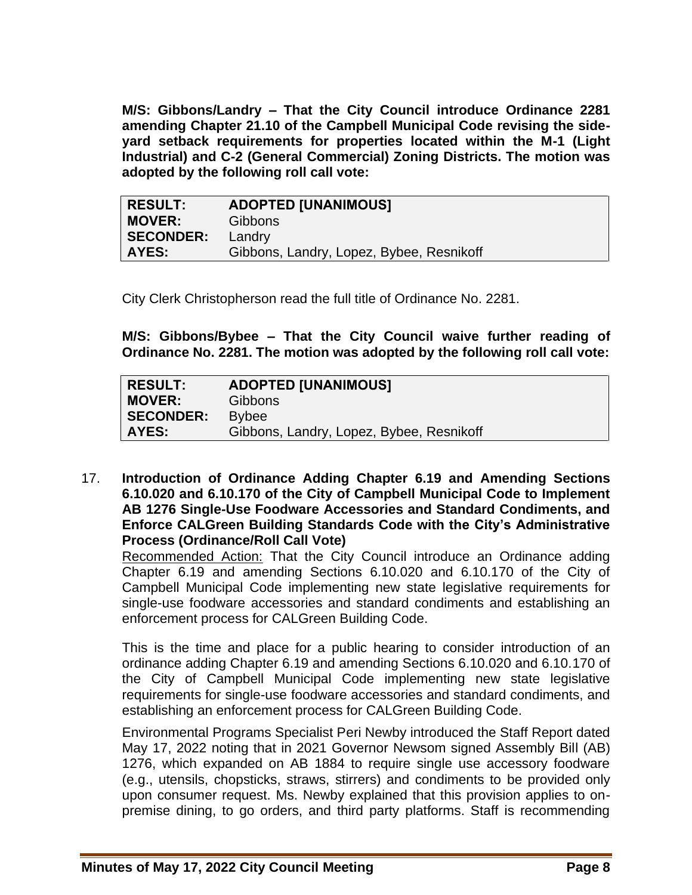**M/S: Gibbons/Landry – That the City Council introduce Ordinance 2281 amending Chapter 21.10 of the Campbell Municipal Code revising the side-yard setback requirements for properties located within the M-1 (Light Industrial) and C-2 (General Commercial) Zoning Districts. The motion was adopted by the following roll call vote:**

| **RESULT:** | **ADOPTED [UNANIMOUS]** |
|---|---|
| **MOVER:** | Gibbons |
| **SECONDER:** | Landry |
| **AYES:** | Gibbons, Landry, Lopez, Bybee, Resnikoff |

City Clerk Christopherson read the full title of Ordinance No. 2281.

**M/S: Gibbons/Bybee – That the City Council waive further reading of Ordinance No. 2281. The motion was adopted by the following roll call vote:**

| **RESULT:** | **ADOPTED [UNANIMOUS]** |
|---|---|
| **MOVER:** | Gibbons |
| **SECONDER:** | Bybee |
| **AYES:** | Gibbons, Landry, Lopez, Bybee, Resnikoff |

17. **Introduction of Ordinance Adding Chapter 6.19 and Amending Sections 6.10.020 and 6.10.170 of the City of Campbell Municipal Code to Implement AB 1276 Single-Use Foodware Accessories and Standard Condiments, and Enforce CALGreen Building Standards Code with the City's Administrative Process (Ordinance/Roll Call Vote)**

    Recommended Action: That the City Council introduce an Ordinance adding Chapter 6.19 and amending Sections 6.10.020 and 6.10.170 of the City of Campbell Municipal Code implementing new state legislative requirements for single-use foodware accessories and standard condiments and establishing an enforcement process for CALGreen Building Code.

    This is the time and place for a public hearing to consider introduction of an ordinance adding Chapter 6.19 and amending Sections 6.10.020 and 6.10.170 of the City of Campbell Municipal Code implementing new state legislative requirements for single-use foodware accessories and standard condiments, and establishing an enforcement process for CALGreen Building Code.

    Environmental Programs Specialist Peri Newby introduced the Staff Report dated May 17, 2022 noting that in 2021 Governor Newsom signed Assembly Bill (AB) 1276, which expanded on AB 1884 to require single use accessory foodware (e.g., utensils, chopsticks, straws, stirrers) and condiments to be provided only upon consumer request. Ms. Newby explained that this provision applies to on-premise dining, to go orders, and third party platforms. Staff is recommending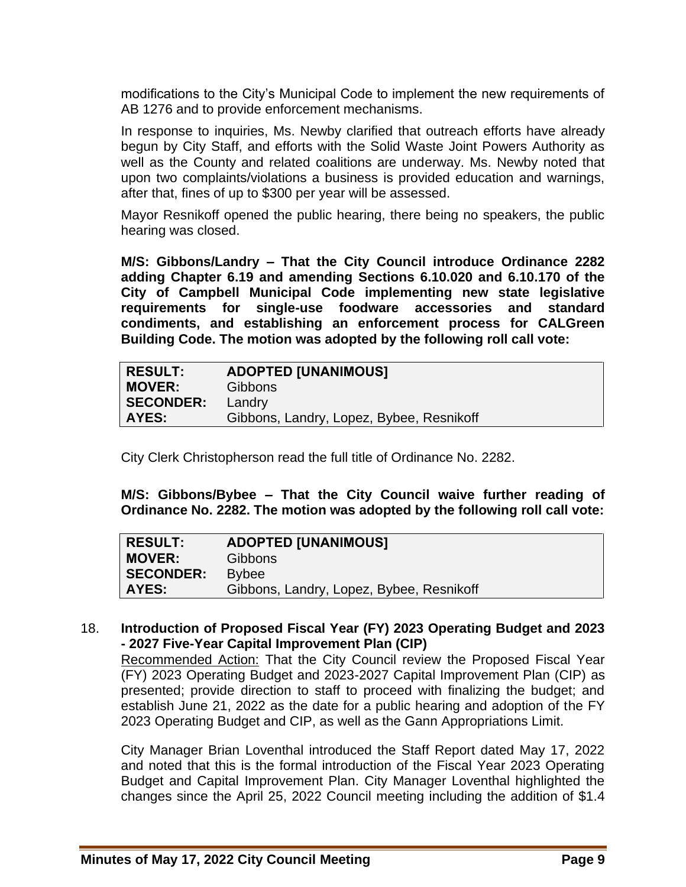modifications to the City's Municipal Code to implement the new requirements of AB 1276 and to provide enforcement mechanisms.

In response to inquiries, Ms. Newby clarified that outreach efforts have already begun by City Staff, and efforts with the Solid Waste Joint Powers Authority as well as the County and related coalitions are underway. Ms. Newby noted that upon two complaints/violations a business is provided education and warnings, after that, fines of up to $300 per year will be assessed.

Mayor Resnikoff opened the public hearing, there being no speakers, the public hearing was closed.

**M/S: Gibbons/Landry – That the City Council introduce Ordinance 2282 adding Chapter 6.19 and amending Sections 6.10.020 and 6.10.170 of the City of Campbell Municipal Code implementing new state legislative requirements for single-use foodware accessories and standard condiments, and establishing an enforcement process for CALGreen Building Code. The motion was adopted by the following roll call vote:**

| **RESULT:** | **ADOPTED [UNANIMOUS]** |
|---|---|
| **MOVER:** | Gibbons |
| **SECONDER:** | Landry |
| **AYES:** | Gibbons, Landry, Lopez, Bybee, Resnikoff |

City Clerk Christopherson read the full title of Ordinance No. 2282.

**M/S: Gibbons/Bybee – That the City Council waive further reading of Ordinance No. 2282. The motion was adopted by the following roll call vote:**

| **RESULT:** | **ADOPTED [UNANIMOUS]** |
|---|---|
| **MOVER:** | Gibbons |
| **SECONDER:** | Bybee |
| **AYES:** | Gibbons, Landry, Lopez, Bybee, Resnikoff |

18. **Introduction of Proposed Fiscal Year (FY) 2023 Operating Budget and 2023 - 2027 Five-Year Capital Improvement Plan (CIP)**

    Recommended Action: That the City Council review the Proposed Fiscal Year (FY) 2023 Operating Budget and 2023-2027 Capital Improvement Plan (CIP) as presented; provide direction to staff to proceed with finalizing the budget; and establish June 21, 2022 as the date for a public hearing and adoption of the FY 2023 Operating Budget and CIP, as well as the Gann Appropriations Limit.

    City Manager Brian Loventhal introduced the Staff Report dated May 17, 2022 and noted that this is the formal introduction of the Fiscal Year 2023 Operating Budget and Capital Improvement Plan. City Manager Loventhal highlighted the changes since the April 25, 2022 Council meeting including the addition of $1.4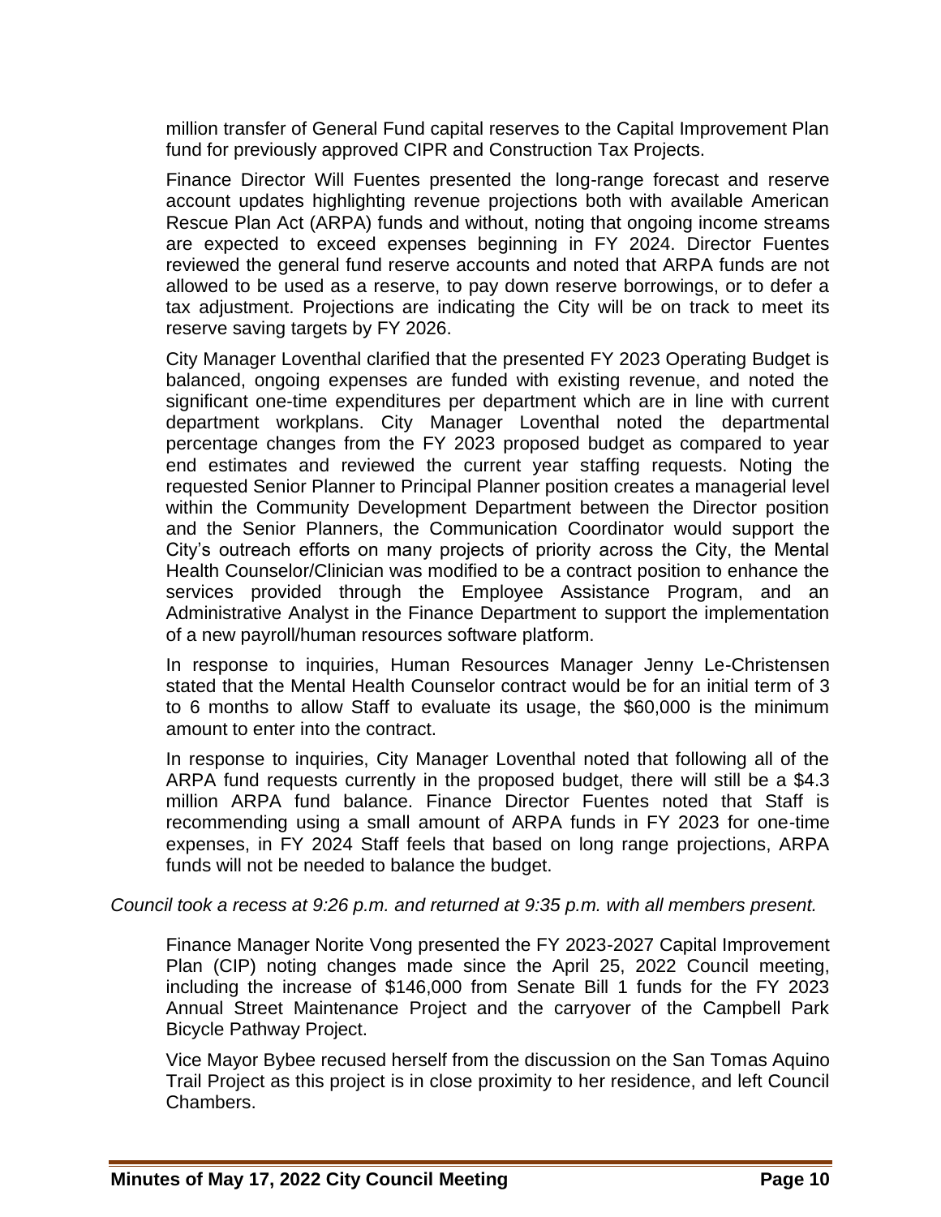million transfer of General Fund capital reserves to the Capital Improvement Plan fund for previously approved CIPR and Construction Tax Projects.

Finance Director Will Fuentes presented the long-range forecast and reserve account updates highlighting revenue projections both with available American Rescue Plan Act (ARPA) funds and without, noting that ongoing income streams are expected to exceed expenses beginning in FY 2024. Director Fuentes reviewed the general fund reserve accounts and noted that ARPA funds are not allowed to be used as a reserve, to pay down reserve borrowings, or to defer a tax adjustment. Projections are indicating the City will be on track to meet its reserve saving targets by FY 2026.

City Manager Loventhal clarified that the presented FY 2023 Operating Budget is balanced, ongoing expenses are funded with existing revenue, and noted the significant one-time expenditures per department which are in line with current department workplans. City Manager Loventhal noted the departmental percentage changes from the FY 2023 proposed budget as compared to year end estimates and reviewed the current year staffing requests. Noting the requested Senior Planner to Principal Planner position creates a managerial level within the Community Development Department between the Director position and the Senior Planners, the Communication Coordinator would support the City's outreach efforts on many projects of priority across the City, the Mental Health Counselor/Clinician was modified to be a contract position to enhance the services provided through the Employee Assistance Program, and an Administrative Analyst in the Finance Department to support the implementation of a new payroll/human resources software platform.

In response to inquiries, Human Resources Manager Jenny Le-Christensen stated that the Mental Health Counselor contract would be for an initial term of 3 to 6 months to allow Staff to evaluate its usage, the $60,000 is the minimum amount to enter into the contract.

In response to inquiries, City Manager Loventhal noted that following all of the ARPA fund requests currently in the proposed budget, there will still be a $4.3 million ARPA fund balance. Finance Director Fuentes noted that Staff is recommending using a small amount of ARPA funds in FY 2023 for one-time expenses, in FY 2024 Staff feels that based on long range projections, ARPA funds will not be needed to balance the budget.

*Council took a recess at 9:26 p.m. and returned at 9:35 p.m. with all members present.*

Finance Manager Norite Vong presented the FY 2023-2027 Capital Improvement Plan (CIP) noting changes made since the April 25, 2022 Council meeting, including the increase of $146,000 from Senate Bill 1 funds for the FY 2023 Annual Street Maintenance Project and the carryover of the Campbell Park Bicycle Pathway Project.

Vice Mayor Bybee recused herself from the discussion on the San Tomas Aquino Trail Project as this project is in close proximity to her residence, and left Council Chambers.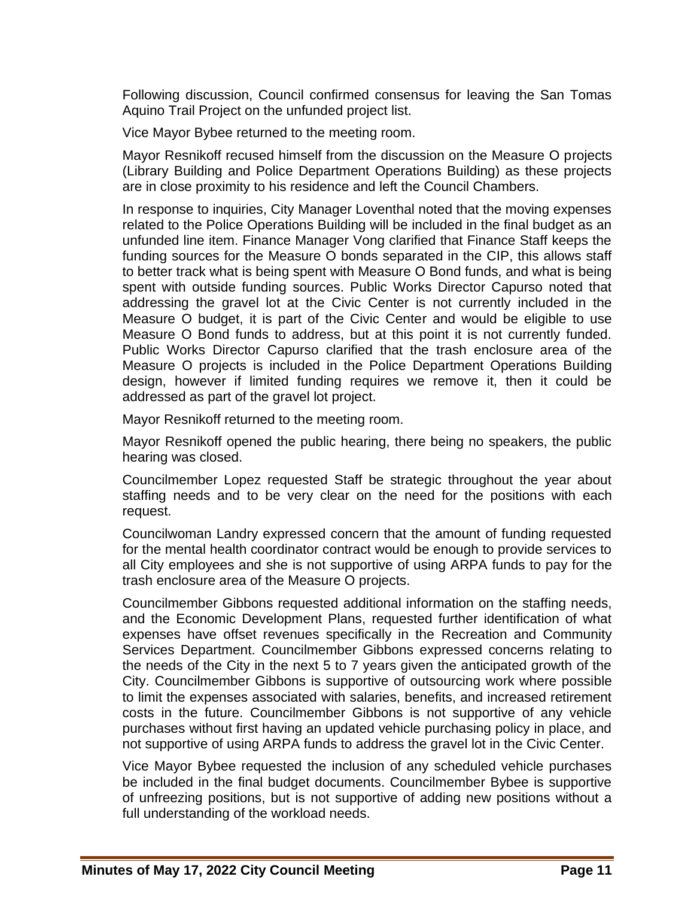Following discussion, Council confirmed consensus for leaving the San Tomas Aquino Trail Project on the unfunded project list.

Vice Mayor Bybee returned to the meeting room.

Mayor Resnikoff recused himself from the discussion on the Measure O projects (Library Building and Police Department Operations Building) as these projects are in close proximity to his residence and left the Council Chambers.

In response to inquiries, City Manager Loventhal noted that the moving expenses related to the Police Operations Building will be included in the final budget as an unfunded line item. Finance Manager Vong clarified that Finance Staff keeps the funding sources for the Measure O bonds separated in the CIP, this allows staff to better track what is being spent with Measure O Bond funds, and what is being spent with outside funding sources. Public Works Director Capurso noted that addressing the gravel lot at the Civic Center is not currently included in the Measure O budget, it is part of the Civic Center and would be eligible to use Measure O Bond funds to address, but at this point it is not currently funded. Public Works Director Capurso clarified that the trash enclosure area of the Measure O projects is included in the Police Department Operations Building design, however if limited funding requires we remove it, then it could be addressed as part of the gravel lot project.

Mayor Resnikoff returned to the meeting room.

Mayor Resnikoff opened the public hearing, there being no speakers, the public hearing was closed.

Councilmember Lopez requested Staff be strategic throughout the year about staffing needs and to be very clear on the need for the positions with each request.

Councilwoman Landry expressed concern that the amount of funding requested for the mental health coordinator contract would be enough to provide services to all City employees and she is not supportive of using ARPA funds to pay for the trash enclosure area of the Measure O projects.

Councilmember Gibbons requested additional information on the staffing needs, and the Economic Development Plans, requested further identification of what expenses have offset revenues specifically in the Recreation and Community Services Department. Councilmember Gibbons expressed concerns relating to the needs of the City in the next 5 to 7 years given the anticipated growth of the City. Councilmember Gibbons is supportive of outsourcing work where possible to limit the expenses associated with salaries, benefits, and increased retirement costs in the future. Councilmember Gibbons is not supportive of any vehicle purchases without first having an updated vehicle purchasing policy in place, and not supportive of using ARPA funds to address the gravel lot in the Civic Center.

Vice Mayor Bybee requested the inclusion of any scheduled vehicle purchases be included in the final budget documents. Councilmember Bybee is supportive of unfreezing positions, but is not supportive of adding new positions without a full understanding of the workload needs.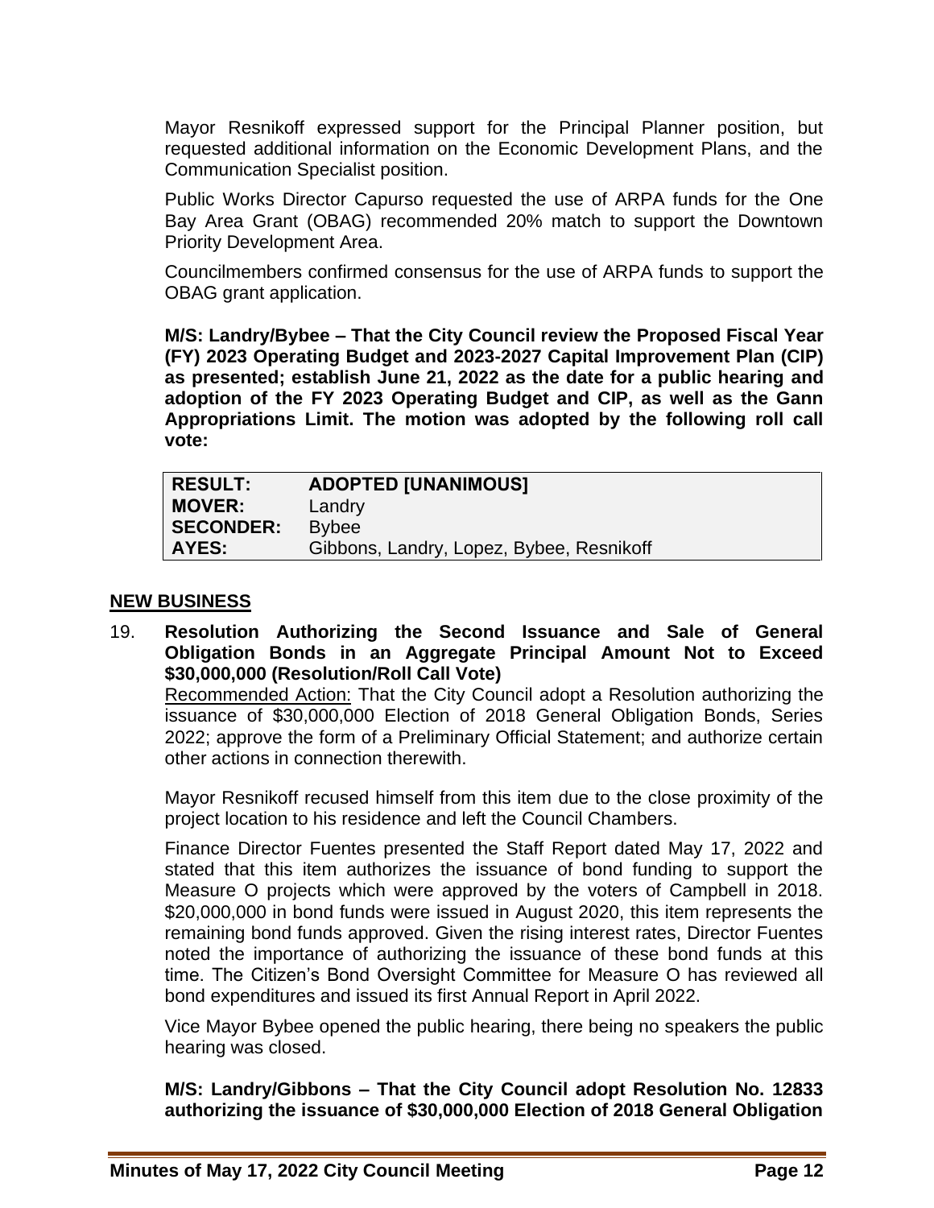Mayor Resnikoff expressed support for the Principal Planner position, but requested additional information on the Economic Development Plans, and the Communication Specialist position.

Public Works Director Capurso requested the use of ARPA funds for the One Bay Area Grant (OBAG) recommended 20% match to support the Downtown Priority Development Area.

Councilmembers confirmed consensus for the use of ARPA funds to support the OBAG grant application.

**M/S: Landry/Bybee – That the City Council review the Proposed Fiscal Year (FY) 2023 Operating Budget and 2023-2027 Capital Improvement Plan (CIP) as presented; establish June 21, 2022 as the date for a public hearing and adoption of the FY 2023 Operating Budget and CIP, as well as the Gann Appropriations Limit. The motion was adopted by the following roll call vote:**

| **RESULT:** | **ADOPTED [UNANIMOUS]** |
|---|---|
| **MOVER:** | Landry |
| **SECONDER:** | Bybee |
| **AYES:** | Gibbons, Landry, Lopez, Bybee, Resnikoff |

## NEW BUSINESS

19. **Resolution Authorizing the Second Issuance and Sale of General Obligation Bonds in an Aggregate Principal Amount Not to Exceed $30,000,000 (Resolution/Roll Call Vote)**

    Recommended Action: That the City Council adopt a Resolution authorizing the issuance of $30,000,000 Election of 2018 General Obligation Bonds, Series 2022; approve the form of a Preliminary Official Statement; and authorize certain other actions in connection therewith.

    Mayor Resnikoff recused himself from this item due to the close proximity of the project location to his residence and left the Council Chambers.

    Finance Director Fuentes presented the Staff Report dated May 17, 2022 and stated that this item authorizes the issuance of bond funding to support the Measure O projects which were approved by the voters of Campbell in 2018. $20,000,000 in bond funds were issued in August 2020, this item represents the remaining bond funds approved. Given the rising interest rates, Director Fuentes noted the importance of authorizing the issuance of these bond funds at this time. The Citizen's Bond Oversight Committee for Measure O has reviewed all bond expenditures and issued its first Annual Report in April 2022.

    Vice Mayor Bybee opened the public hearing, there being no speakers the public hearing was closed.

    **M/S: Landry/Gibbons – That the City Council adopt Resolution No. 12833 authorizing the issuance of $30,000,000 Election of 2018 General Obligation**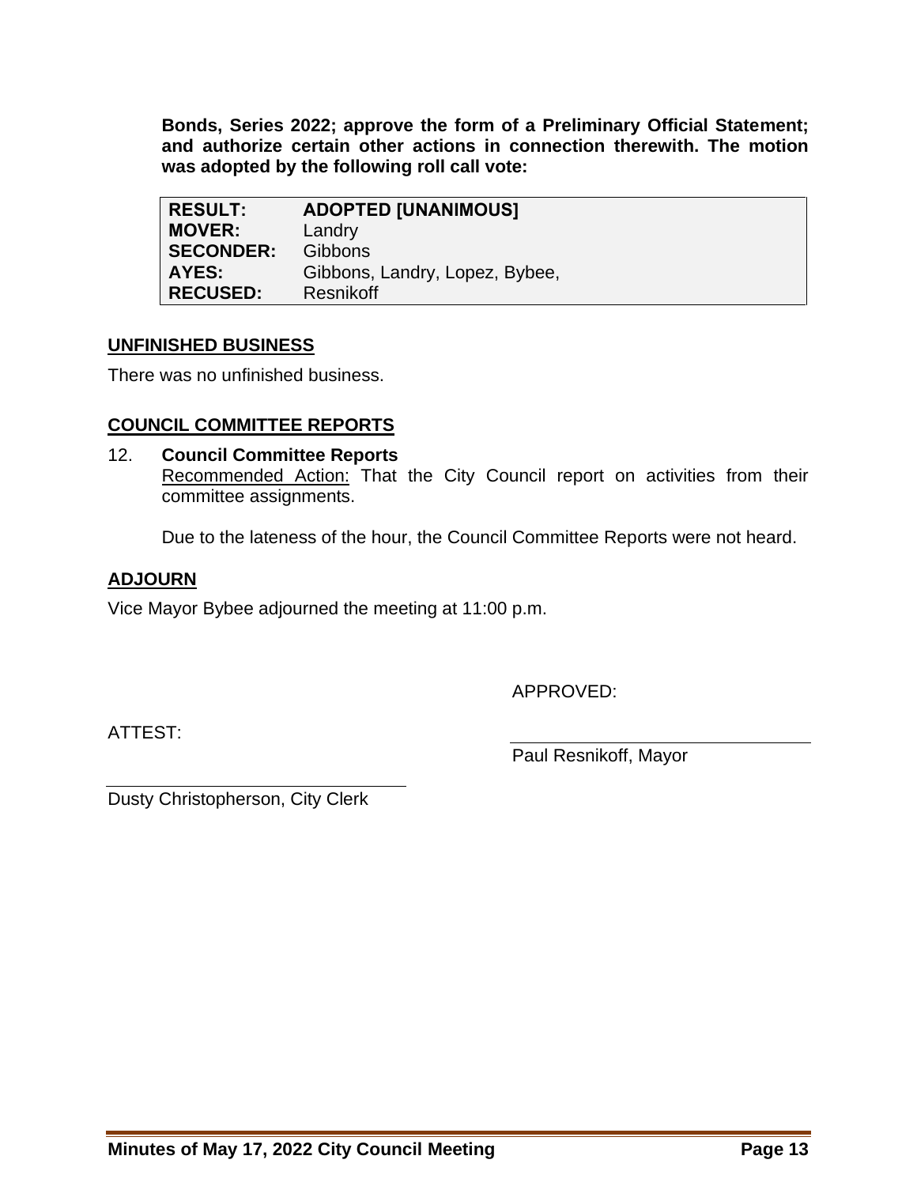**Bonds, Series 2022; approve the form of a Preliminary Official Statement; and authorize certain other actions in connection therewith. The motion was adopted by the following roll call vote:**

| | |
|---|---|
| **RESULT:** | **ADOPTED [UNANIMOUS]** |
| **MOVER:** | Landry |
| **SECONDER:** | Gibbons |
| **AYES:** | Gibbons, Landry, Lopez, Bybee, |
| **RECUSED:** | Resnikoff |

## UNFINISHED BUSINESS

There was no unfinished business.

## COUNCIL COMMITTEE REPORTS

12. **Council Committee Reports**
    Recommended Action: That the City Council report on activities from their committee assignments.

    Due to the lateness of the hour, the Council Committee Reports were not heard.

## ADJOURN

Vice Mayor Bybee adjourned the meeting at 11:00 p.m.

APPROVED:

ATTEST:

Paul Resnikoff, Mayor

Dusty Christopherson, City Clerk